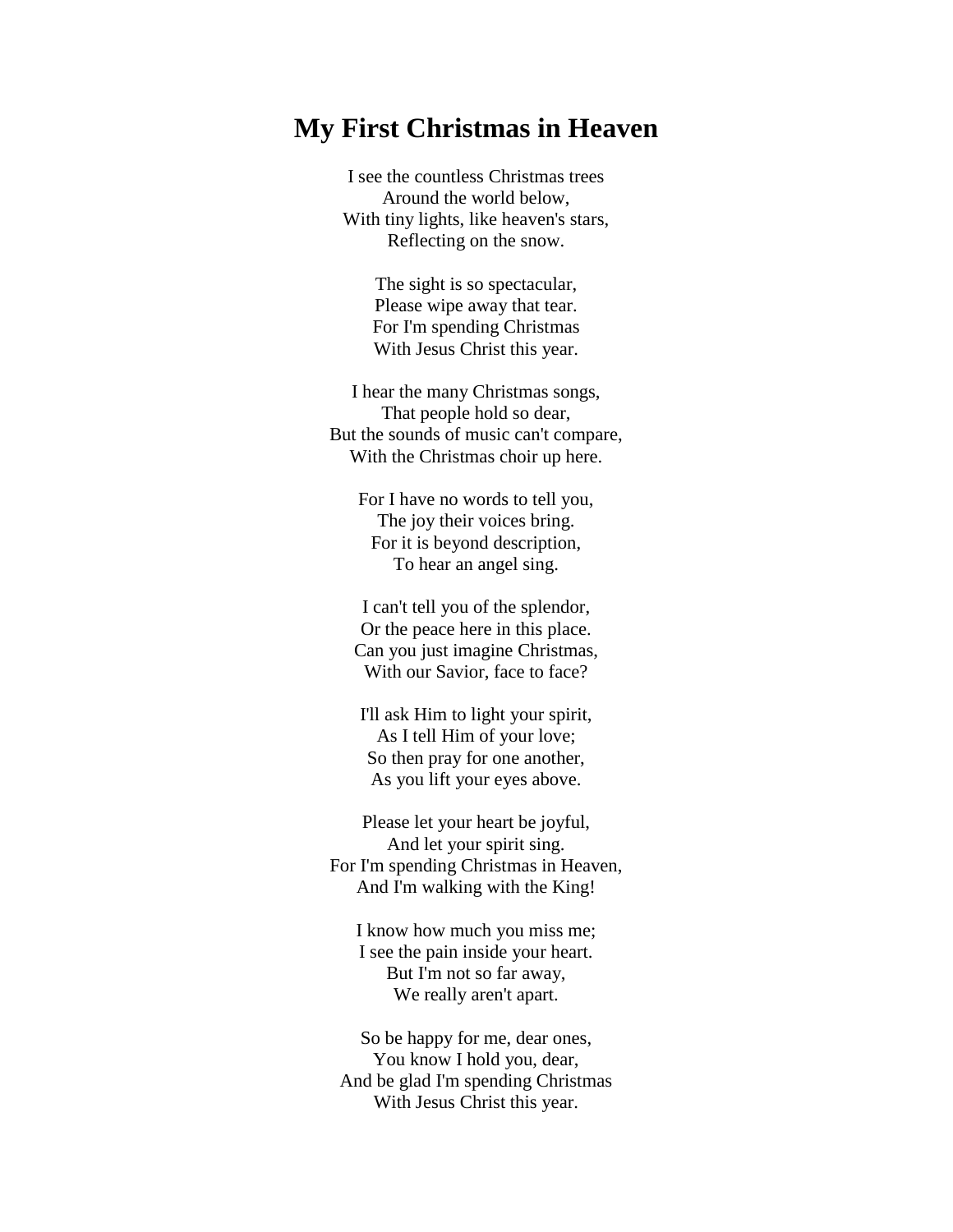# My First Christmas in Heaven

I see the countless Christmas trees  
Around the world below,  
With tiny lights, like heaven's stars,  
Reflecting on the snow.

The sight is so spectacular,  
Please wipe away that tear.  
For I'm spending Christmas  
With Jesus Christ this year.

I hear the many Christmas songs,  
That people hold so dear,  
But the sounds of music can't compare,  
With the Christmas choir up here.

For I have no words to tell you,  
The joy their voices bring.  
For it is beyond description,  
To hear an angel sing.

I can't tell you of the splendor,  
Or the peace here in this place.  
Can you just imagine Christmas,  
With our Savior, face to face?

I'll ask Him to light your spirit,  
As I tell Him of your love;  
So then pray for one another,  
As you lift your eyes above.

Please let your heart be joyful,  
And let your spirit sing.  
For I'm spending Christmas in Heaven,  
And I'm walking with the King!

I know how much you miss me;  
I see the pain inside your heart.  
But I'm not so far away,  
We really aren't apart.

So be happy for me, dear ones,  
You know I hold you, dear,  
And be glad I'm spending Christmas  
With Jesus Christ this year.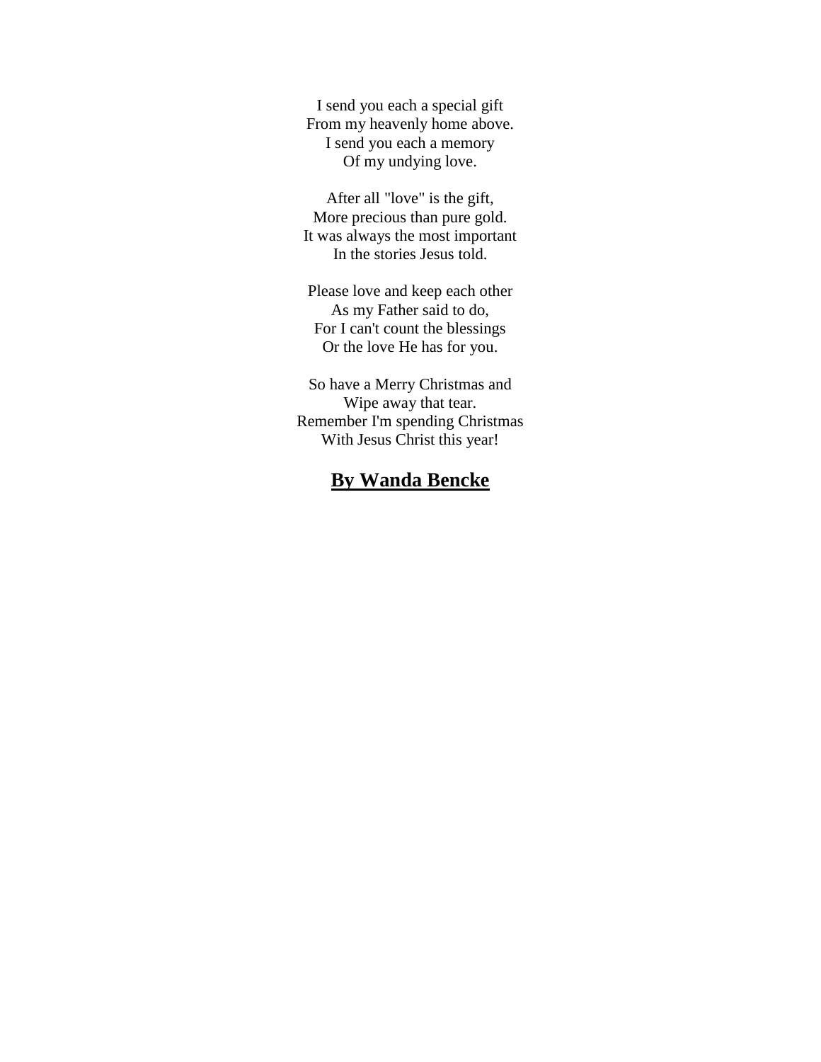I send you each a special gift
From my heavenly home above.
I send you each a memory
Of my undying love.

After all "love" is the gift,
More precious than pure gold.
It was always the most important
In the stories Jesus told.

Please love and keep each other
As my Father said to do,
For I can't count the blessings
Or the love He has for you.

So have a Merry Christmas and
Wipe away that tear.
Remember I'm spending Christmas
With Jesus Christ this year!

**By Wanda Bencke**